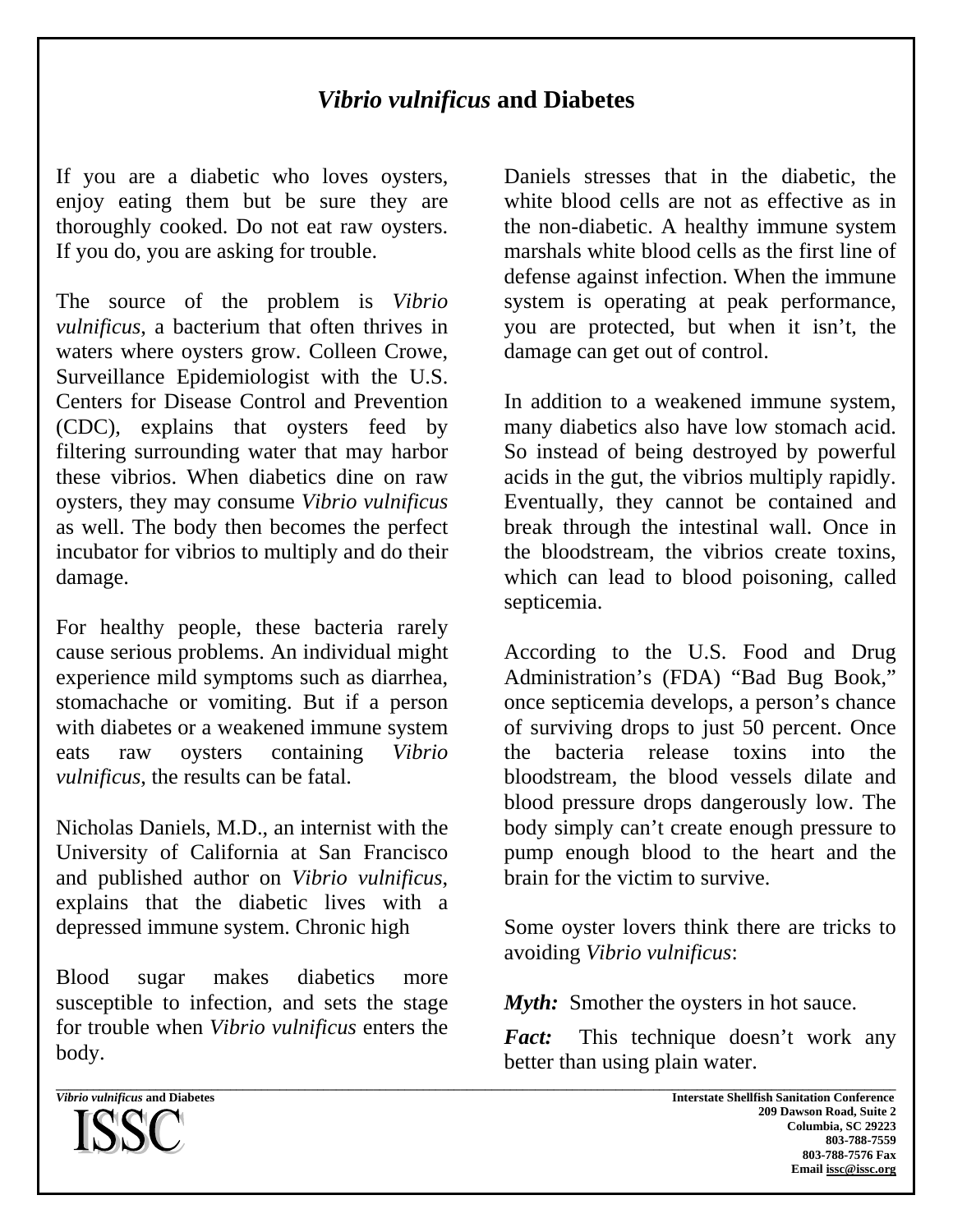# *Vibrio vulnificus* and Diabetes

If you are a diabetic who loves oysters, enjoy eating them but be sure they are thoroughly cooked. Do not eat raw oysters. If you do, you are asking for trouble.

The source of the problem is *Vibrio vulnificus*, a bacterium that often thrives in waters where oysters grow. Colleen Crowe, Surveillance Epidemiologist with the U.S. Centers for Disease Control and Prevention (CDC), explains that oysters feed by filtering surrounding water that may harbor these vibrios. When diabetics dine on raw oysters, they may consume *Vibrio vulnificus* as well. The body then becomes the perfect incubator for vibrios to multiply and do their damage.

For healthy people, these bacteria rarely cause serious problems. An individual might experience mild symptoms such as diarrhea, stomachache or vomiting. But if a person with diabetes or a weakened immune system eats raw oysters containing *Vibrio vulnificus*, the results can be fatal.

Nicholas Daniels, M.D., an internist with the University of California at San Francisco and published author on *Vibrio vulnificus*, explains that the diabetic lives with a depressed immune system. Chronic high

Blood sugar makes diabetics more susceptible to infection, and sets the stage for trouble when *Vibrio vulnificus* enters the body.

Daniels stresses that in the diabetic, the white blood cells are not as effective as in the non-diabetic. A healthy immune system marshals white blood cells as the first line of defense against infection. When the immune system is operating at peak performance, you are protected, but when it isn't, the damage can get out of control.

In addition to a weakened immune system, many diabetics also have low stomach acid. So instead of being destroyed by powerful acids in the gut, the vibrios multiply rapidly. Eventually, they cannot be contained and break through the intestinal wall. Once in the bloodstream, the vibrios create toxins, which can lead to blood poisoning, called septicemia.

According to the U.S. Food and Drug Administration's (FDA) "Bad Bug Book," once septicemia develops, a person's chance of surviving drops to just 50 percent. Once the bacteria release toxins into the bloodstream, the blood vessels dilate and blood pressure drops dangerously low. The body simply can't create enough pressure to pump enough blood to the heart and the brain for the victim to survive.

Some oyster lovers think there are tricks to avoiding *Vibrio vulnificus*:

***Myth:*** Smother the oysters in hot sauce.

***Fact:*** This technique doesn't work any better than using plain water.

ISSC

**Interstate Shellfish Sanitation Conference**
**209 Dawson Road, Suite 2**
**Columbia, SC 29223**
**803-788-7559**
**803-788-7576 Fax**
**Email issc@issc.org**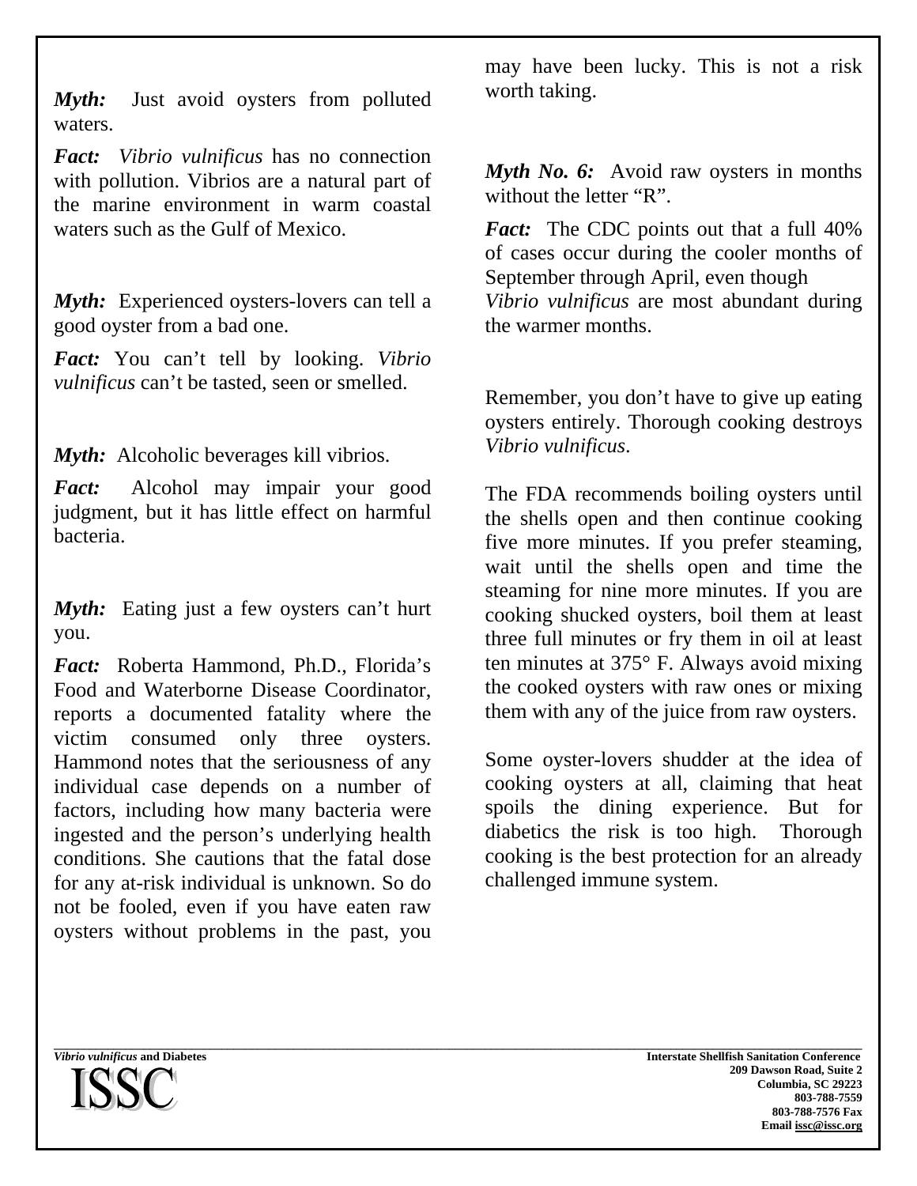***Myth:*** Just avoid oysters from polluted waters.

***Fact:*** *Vibrio vulnificus* has no connection with pollution. Vibrios are a natural part of the marine environment in warm coastal waters such as the Gulf of Mexico.

***Myth:*** Experienced oysters-lovers can tell a good oyster from a bad one.

***Fact:*** You can't tell by looking. *Vibrio vulnificus* can't be tasted, seen or smelled.

***Myth:*** Alcoholic beverages kill vibrios.

***Fact:*** Alcohol may impair your good judgment, but it has little effect on harmful bacteria.

***Myth:*** Eating just a few oysters can't hurt you.

***Fact:*** Roberta Hammond, Ph.D., Florida's Food and Waterborne Disease Coordinator, reports a documented fatality where the victim consumed only three oysters. Hammond notes that the seriousness of any individual case depends on a number of factors, including how many bacteria were ingested and the person's underlying health conditions. She cautions that the fatal dose for any at-risk individual is unknown. So do not be fooled, even if you have eaten raw oysters without problems in the past, you may have been lucky. This is not a risk worth taking.

***Myth No. 6:*** Avoid raw oysters in months without the letter "R".

***Fact:*** The CDC points out that a full 40% of cases occur during the cooler months of September through April, even though *Vibrio vulnificus* are most abundant during the warmer months.

Remember, you don't have to give up eating oysters entirely. Thorough cooking destroys *Vibrio vulnificus*.

The FDA recommends boiling oysters until the shells open and then continue cooking five more minutes. If you prefer steaming, wait until the shells open and time the steaming for nine more minutes. If you are cooking shucked oysters, boil them at least three full minutes or fry them in oil at least ten minutes at 375° F. Always avoid mixing the cooked oysters with raw ones or mixing them with any of the juice from raw oysters.

Some oyster-lovers shudder at the idea of cooking oysters at all, claiming that heat spoils the dining experience. But for diabetics the risk is too high. Thorough cooking is the best protection for an already challenged immune system.

**Interstate Shellfish Sanitation Conference**
**209 Dawson Road, Suite 2**
**Columbia, SC 29223**
**803-788-7559**
**803-788-7576 Fax**
**Email issc@issc.org**